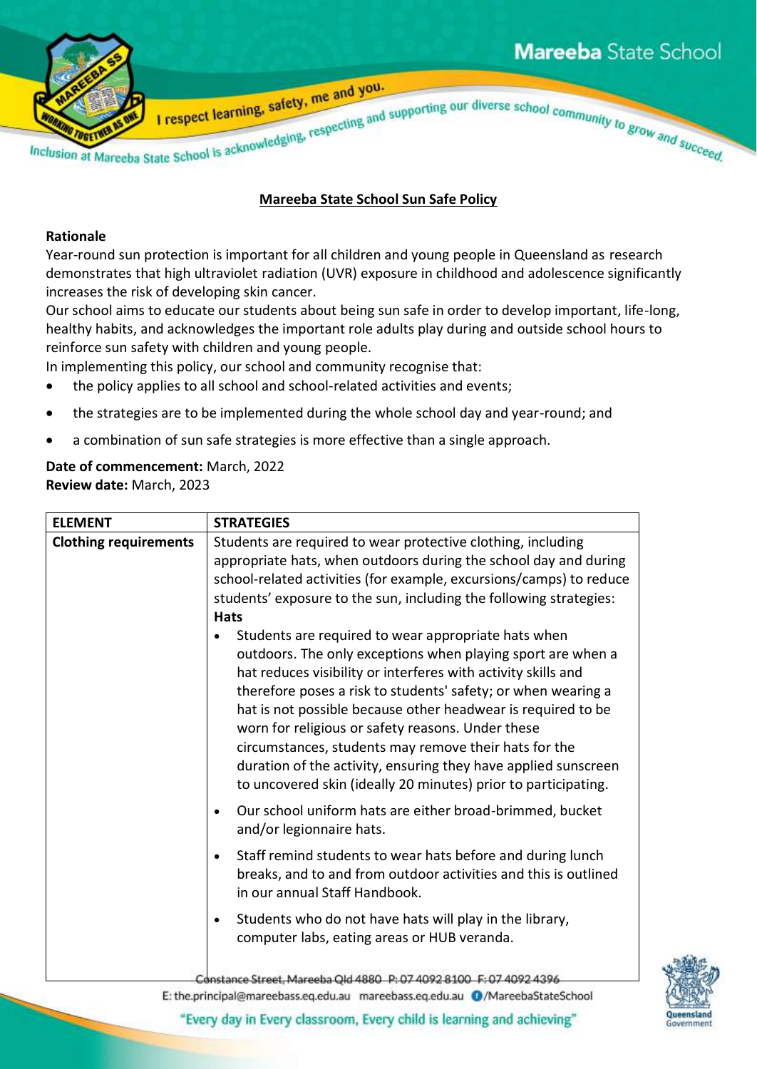## Mareeba State School Sun Safe Policy

**Rationale**

Year-round sun protection is important for all children and young people in Queensland as research demonstrates that high ultraviolet radiation (UVR) exposure in childhood and adolescence significantly increases the risk of developing skin cancer.

Our school aims to educate our students about being sun safe in order to develop important, life-long, healthy habits, and acknowledges the important role adults play during and outside school hours to reinforce sun safety with children and young people.

In implementing this policy, our school and community recognise that:

- the policy applies to all school and school-related activities and events;
- the strategies are to be implemented during the whole school day and year-round; and
- a combination of sun safe strategies is more effective than a single approach.

**Date of commencement:** March, 2022
**Review date:** March, 2023

| ELEMENT | STRATEGIES |
|---|---|
| **Clothing requirements** | Students are required to wear protective clothing, including appropriate hats, when outdoors during the school day and during school-related activities (for example, excursions/camps) to reduce students' exposure to the sun, including the following strategies:<br>**Hats**<br>• Students are required to wear appropriate hats when outdoors. The only exceptions when playing sport are when a hat reduces visibility or interferes with activity skills and therefore poses a risk to students' safety; or when wearing a hat is not possible because other headwear is required to be worn for religious or safety reasons. Under these circumstances, students may remove their hats for the duration of the activity, ensuring they have applied sunscreen to uncovered skin (ideally 20 minutes) prior to participating.<br>• Our school uniform hats are either broad-brimmed, bucket and/or legionnaire hats.<br>• Staff remind students to wear hats before and during lunch breaks, and to and from outdoor activities and this is outlined in our annual Staff Handbook.<br>• Students who do not have hats will play in the library, computer labs, eating areas or HUB veranda. |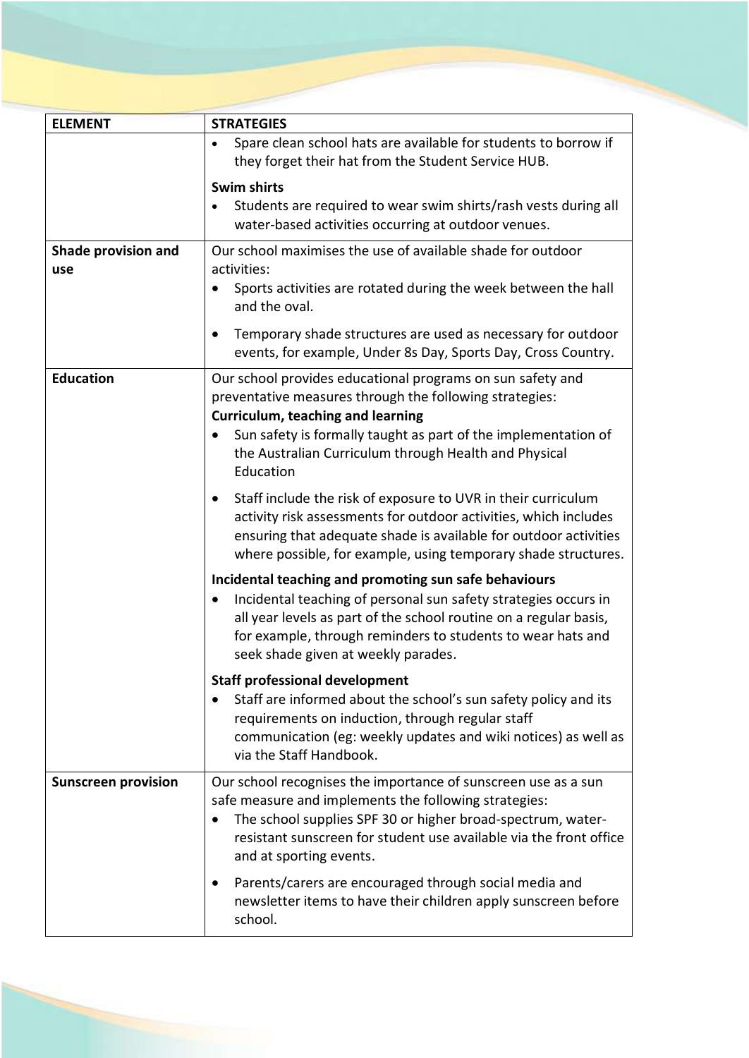| ELEMENT | STRATEGIES |
|---|---|
| | • Spare clean school hats are available for students to borrow if they forget their hat from the Student Service HUB.<br><br>**Swim shirts**<br>• Students are required to wear swim shirts/rash vests during all water-based activities occurring at outdoor venues. |
| **Shade provision and use** | Our school maximises the use of available shade for outdoor activities:<br>• Sports activities are rotated during the week between the hall and the oval.<br>• Temporary shade structures are used as necessary for outdoor events, for example, Under 8s Day, Sports Day, Cross Country. |
| **Education** | Our school provides educational programs on sun safety and preventative measures through the following strategies:<br>**Curriculum, teaching and learning**<br>• Sun safety is formally taught as part of the implementation of the Australian Curriculum through Health and Physical Education<br>• Staff include the risk of exposure to UVR in their curriculum activity risk assessments for outdoor activities, which includes ensuring that adequate shade is available for outdoor activities where possible, for example, using temporary shade structures.<br><br>**Incidental teaching and promoting sun safe behaviours**<br>• Incidental teaching of personal sun safety strategies occurs in all year levels as part of the school routine on a regular basis, for example, through reminders to students to wear hats and seek shade given at weekly parades.<br><br>**Staff professional development**<br>• Staff are informed about the school's sun safety policy and its requirements on induction, through regular staff communication (eg: weekly updates and wiki notices) as well as via the Staff Handbook. |
| **Sunscreen provision** | Our school recognises the importance of sunscreen use as a sun safe measure and implements the following strategies:<br>• The school supplies SPF 30 or higher broad-spectrum, water-resistant sunscreen for student use available via the front office and at sporting events.<br>• Parents/carers are encouraged through social media and newsletter items to have their children apply sunscreen before school. |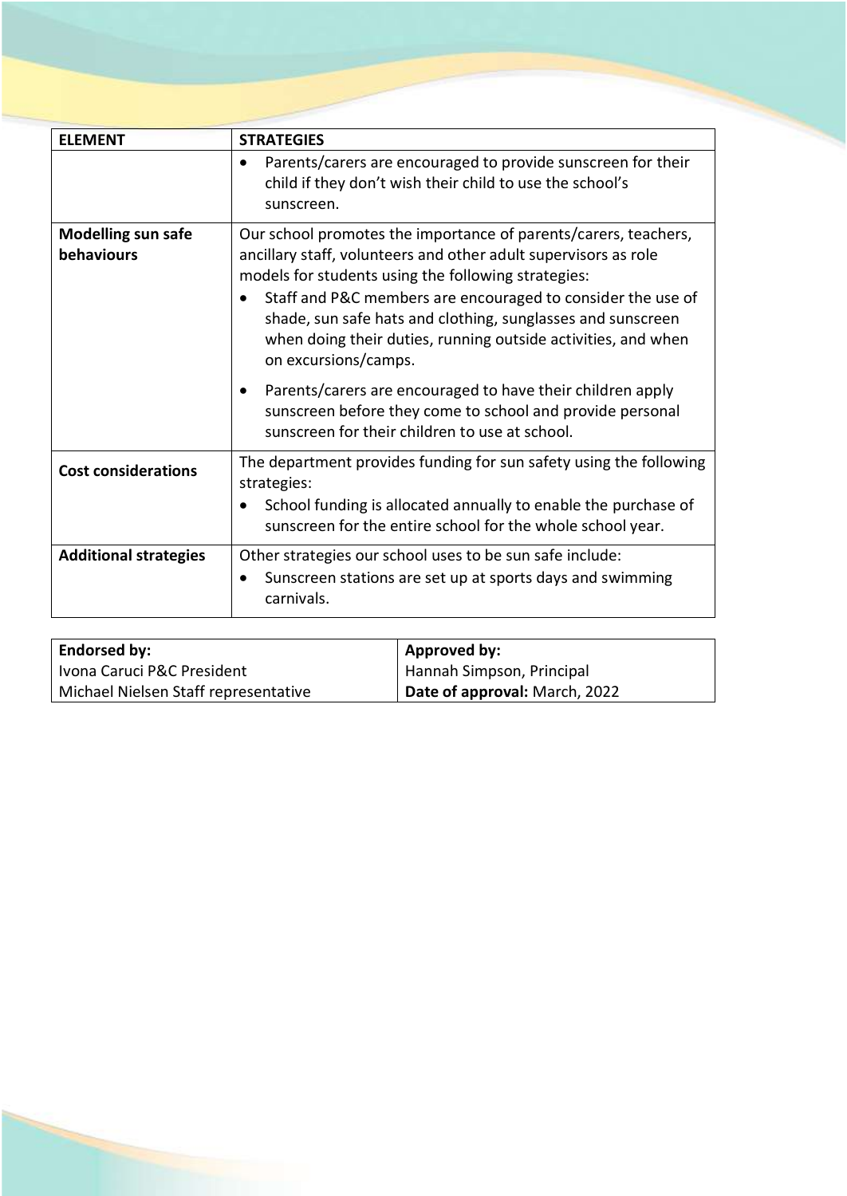| ELEMENT | STRATEGIES |
|---|---|
| | • Parents/carers are encouraged to provide sunscreen for their child if they don't wish their child to use the school's sunscreen. |
| **Modelling sun safe behaviours** | Our school promotes the importance of parents/carers, teachers, ancillary staff, volunteers and other adult supervisors as role models for students using the following strategies:<br>• Staff and P&C members are encouraged to consider the use of shade, sun safe hats and clothing, sunglasses and sunscreen when doing their duties, running outside activities, and when on excursions/camps.<br>• Parents/carers are encouraged to have their children apply sunscreen before they come to school and provide personal sunscreen for their children to use at school. |
| **Cost considerations** | The department provides funding for sun safety using the following strategies:<br>• School funding is allocated annually to enable the purchase of sunscreen for the entire school for the whole school year. |
| **Additional strategies** | Other strategies our school uses to be sun safe include:<br>• Sunscreen stations are set up at sports days and swimming carnivals. |

| **Endorsed by:** | **Approved by:** |
|---|---|
| Ivona Caruci P&C President | Hannah Simpson, Principal |
| Michael Nielsen Staff representative | **Date of approval:** March, 2022 |